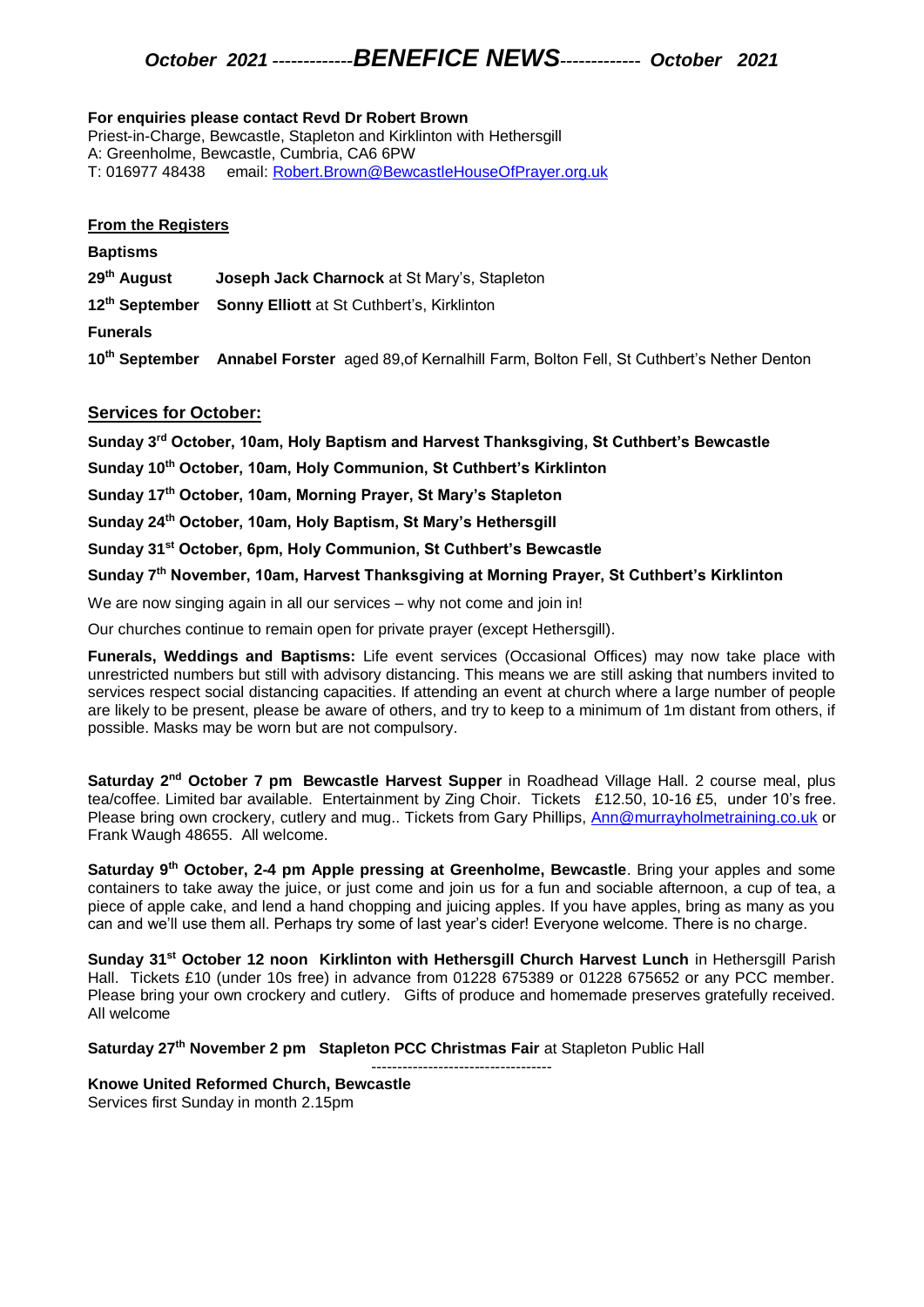# *October 2021* ------------*BENEFICE NEWS*------------ *October 2021*

**For enquiries please contact Revd Dr Robert Brown**
Priest-in-Charge, Bewcastle, Stapleton and Kirklinton with Hethersgill
A: Greenholme, Bewcastle, Cumbria, CA6 6PW
T: 016977 48438 email: Robert.Brown@BewcastleHouseOfPrayer.org.uk

## From the Registers

**Baptisms**

**29th August** **Joseph Jack Charnock** at St Mary's, Stapleton

**12th September** **Sonny Elliott** at St Cuthbert's, Kirklinton

**Funerals**

**10th September** **Annabel Forster** aged 89,of Kernalhill Farm, Bolton Fell, St Cuthbert's Nether Denton

## Services for October:

**Sunday 3rd October, 10am, Holy Baptism and Harvest Thanksgiving, St Cuthbert's Bewcastle**

**Sunday 10th October, 10am, Holy Communion, St Cuthbert's Kirklinton**

**Sunday 17th October, 10am, Morning Prayer, St Mary's Stapleton**

**Sunday 24th October, 10am, Holy Baptism, St Mary's Hethersgill**

**Sunday 31st October, 6pm, Holy Communion, St Cuthbert's Bewcastle**

**Sunday 7th November, 10am, Harvest Thanksgiving at Morning Prayer, St Cuthbert's Kirklinton**

We are now singing again in all our services – why not come and join in!

Our churches continue to remain open for private prayer (except Hethersgill).

**Funerals, Weddings and Baptisms:** Life event services (Occasional Offices) may now take place with unrestricted numbers but still with advisory distancing. This means we are still asking that numbers invited to services respect social distancing capacities. If attending an event at church where a large number of people are likely to be present, please be aware of others, and try to keep to a minimum of 1m distant from others, if possible. Masks may be worn but are not compulsory.

**Saturday 2nd October 7 pm Bewcastle Harvest Supper** in Roadhead Village Hall. 2 course meal, plus tea/coffee. Limited bar available. Entertainment by Zing Choir. Tickets £12.50, 10-16 £5, under 10's free. Please bring own crockery, cutlery and mug.. Tickets from Gary Phillips, Ann@murrayholmetraining.co.uk or Frank Waugh 48655. All welcome.

**Saturday 9th October, 2-4 pm Apple pressing at Greenholme, Bewcastle**. Bring your apples and some containers to take away the juice, or just come and join us for a fun and sociable afternoon, a cup of tea, a piece of apple cake, and lend a hand chopping and juicing apples. If you have apples, bring as many as you can and we'll use them all. Perhaps try some of last year's cider! Everyone welcome. There is no charge.

**Sunday 31st October 12 noon Kirklinton with Hethersgill Church Harvest Lunch** in Hethersgill Parish Hall. Tickets £10 (under 10s free) in advance from 01228 675389 or 01228 675652 or any PCC member. Please bring your own crockery and cutlery. Gifts of produce and homemade preserves gratefully received. All welcome

**Saturday 27th November 2 pm Stapleton PCC Christmas Fair** at Stapleton Public Hall

-----------------------------------

**Knowe United Reformed Church, Bewcastle**
Services first Sunday in month 2.15pm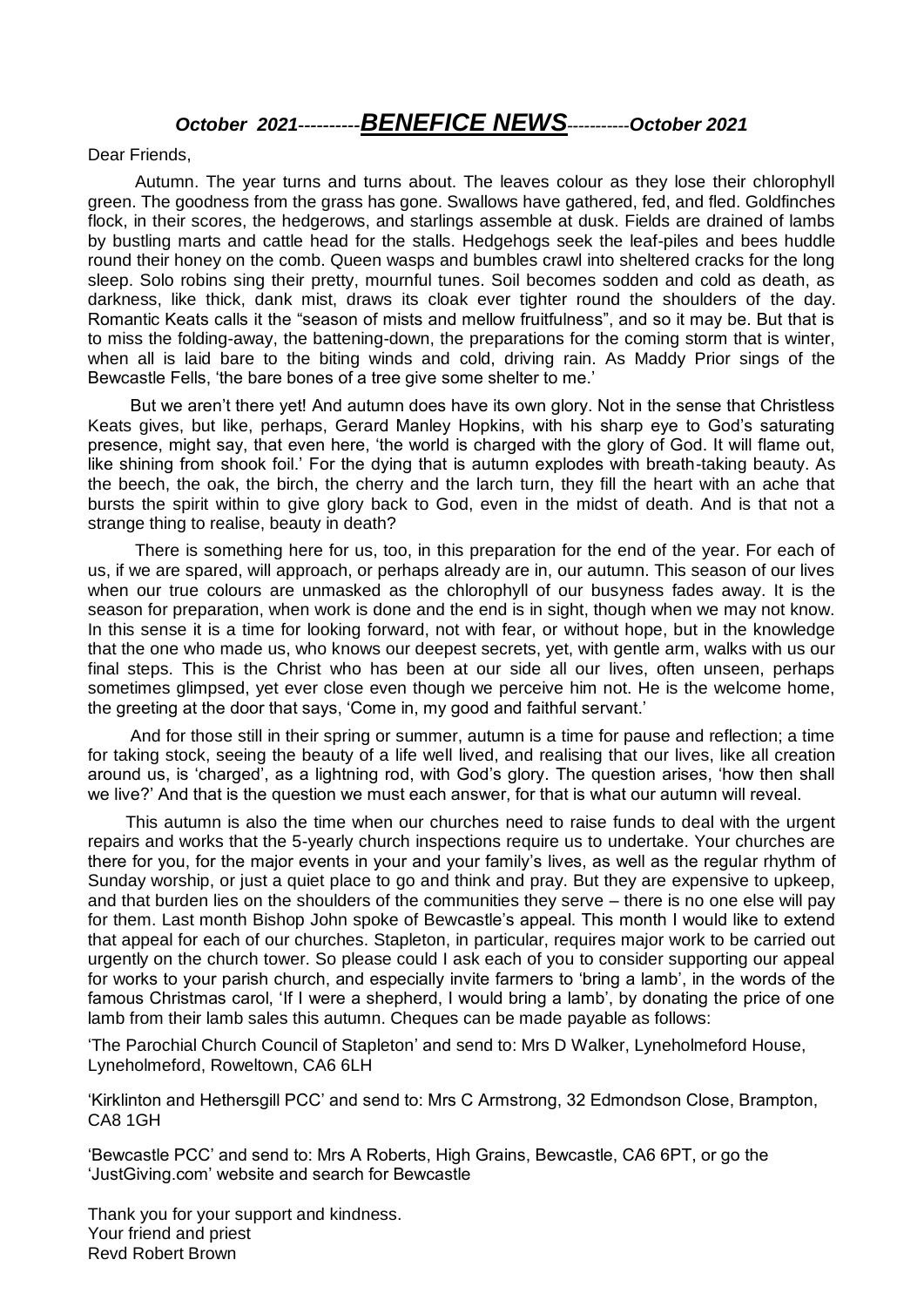# *October 2021----------**BENEFICE NEWS**-----------October 2021*

Dear Friends,

Autumn. The year turns and turns about. The leaves colour as they lose their chlorophyll green. The goodness from the grass has gone. Swallows have gathered, fed, and fled. Goldfinches flock, in their scores, the hedgerows, and starlings assemble at dusk. Fields are drained of lambs by bustling marts and cattle head for the stalls. Hedgehogs seek the leaf-piles and bees huddle round their honey on the comb. Queen wasps and bumbles crawl into sheltered cracks for the long sleep. Solo robins sing their pretty, mournful tunes. Soil becomes sodden and cold as death, as darkness, like thick, dank mist, draws its cloak ever tighter round the shoulders of the day. Romantic Keats calls it the "season of mists and mellow fruitfulness", and so it may be. But that is to miss the folding-away, the battening-down, the preparations for the coming storm that is winter, when all is laid bare to the biting winds and cold, driving rain. As Maddy Prior sings of the Bewcastle Fells, 'the bare bones of a tree give some shelter to me.'

But we aren't there yet! And autumn does have its own glory. Not in the sense that Christless Keats gives, but like, perhaps, Gerard Manley Hopkins, with his sharp eye to God's saturating presence, might say, that even here, 'the world is charged with the glory of God. It will flame out, like shining from shook foil.' For the dying that is autumn explodes with breath-taking beauty. As the beech, the oak, the birch, the cherry and the larch turn, they fill the heart with an ache that bursts the spirit within to give glory back to God, even in the midst of death. And is that not a strange thing to realise, beauty in death?

There is something here for us, too, in this preparation for the end of the year. For each of us, if we are spared, will approach, or perhaps already are in, our autumn. This season of our lives when our true colours are unmasked as the chlorophyll of our busyness fades away. It is the season for preparation, when work is done and the end is in sight, though when we may not know. In this sense it is a time for looking forward, not with fear, or without hope, but in the knowledge that the one who made us, who knows our deepest secrets, yet, with gentle arm, walks with us our final steps. This is the Christ who has been at our side all our lives, often unseen, perhaps sometimes glimpsed, yet ever close even though we perceive him not. He is the welcome home, the greeting at the door that says, 'Come in, my good and faithful servant.'

And for those still in their spring or summer, autumn is a time for pause and reflection; a time for taking stock, seeing the beauty of a life well lived, and realising that our lives, like all creation around us, is 'charged', as a lightning rod, with God's glory. The question arises, 'how then shall we live?' And that is the question we must each answer, for that is what our autumn will reveal.

This autumn is also the time when our churches need to raise funds to deal with the urgent repairs and works that the 5-yearly church inspections require us to undertake. Your churches are there for you, for the major events in your and your family's lives, as well as the regular rhythm of Sunday worship, or just a quiet place to go and think and pray. But they are expensive to upkeep, and that burden lies on the shoulders of the communities they serve – there is no one else will pay for them. Last month Bishop John spoke of Bewcastle's appeal. This month I would like to extend that appeal for each of our churches. Stapleton, in particular, requires major work to be carried out urgently on the church tower. So please could I ask each of you to consider supporting our appeal for works to your parish church, and especially invite farmers to 'bring a lamb', in the words of the famous Christmas carol, 'If I were a shepherd, I would bring a lamb', by donating the price of one lamb from their lamb sales this autumn. Cheques can be made payable as follows:

'The Parochial Church Council of Stapleton' and send to: Mrs D Walker, Lyneholmeford House, Lyneholmeford, Roweltown, CA6 6LH

'Kirklinton and Hethersgill PCC' and send to: Mrs C Armstrong, 32 Edmondson Close, Brampton, CA8 1GH

'Bewcastle PCC' and send to: Mrs A Roberts, High Grains, Bewcastle, CA6 6PT, or go the 'JustGiving.com' website and search for Bewcastle

Thank you for your support and kindness.
Your friend and priest
Revd Robert Brown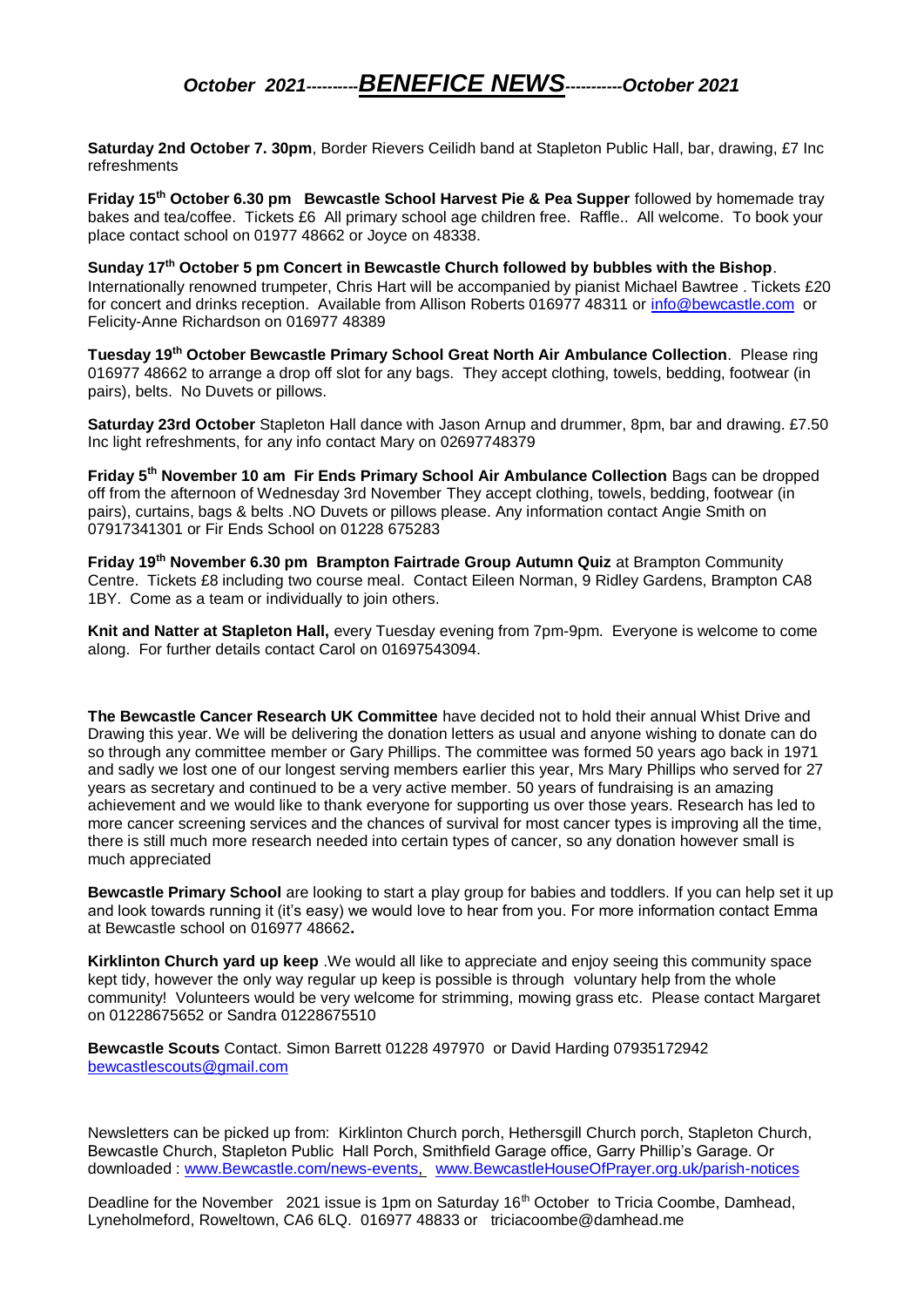# *October 2021---------BENEFICE NEWS-----------October 2021*

**Saturday 2nd October 7. 30pm**, Border Rievers Ceilidh band at Stapleton Public Hall, bar, drawing, £7 Inc refreshments

**Friday 15th October 6.30 pm Bewcastle School Harvest Pie & Pea Supper** followed by homemade tray bakes and tea/coffee. Tickets £6 All primary school age children free. Raffle.. All welcome. To book your place contact school on 01977 48662 or Joyce on 48338.

**Sunday 17th October 5 pm Concert in Bewcastle Church followed by bubbles with the Bishop**. Internationally renowned trumpeter, Chris Hart will be accompanied by pianist Michael Bawtree . Tickets £20 for concert and drinks reception. Available from Allison Roberts 016977 48311 or info@bewcastle.com or Felicity-Anne Richardson on 016977 48389

**Tuesday 19th October Bewcastle Primary School Great North Air Ambulance Collection**. Please ring 016977 48662 to arrange a drop off slot for any bags. They accept clothing, towels, bedding, footwear (in pairs), belts. No Duvets or pillows.

**Saturday 23rd October** Stapleton Hall dance with Jason Arnup and drummer, 8pm, bar and drawing. £7.50 Inc light refreshments, for any info contact Mary on 02697748379

**Friday 5th November 10 am Fir Ends Primary School Air Ambulance Collection** Bags can be dropped off from the afternoon of Wednesday 3rd November They accept clothing, towels, bedding, footwear (in pairs), curtains, bags & belts .NO Duvets or pillows please. Any information contact Angie Smith on 07917341301 or Fir Ends School on 01228 675283

**Friday 19th November 6.30 pm Brampton Fairtrade Group Autumn Quiz** at Brampton Community Centre. Tickets £8 including two course meal. Contact Eileen Norman, 9 Ridley Gardens, Brampton CA8 1BY. Come as a team or individually to join others.

**Knit and Natter at Stapleton Hall,** every Tuesday evening from 7pm-9pm. Everyone is welcome to come along. For further details contact Carol on 01697543094.

**The Bewcastle Cancer Research UK Committee** have decided not to hold their annual Whist Drive and Drawing this year. We will be delivering the donation letters as usual and anyone wishing to donate can do so through any committee member or Gary Phillips. The committee was formed 50 years ago back in 1971 and sadly we lost one of our longest serving members earlier this year, Mrs Mary Phillips who served for 27 years as secretary and continued to be a very active member. 50 years of fundraising is an amazing achievement and we would like to thank everyone for supporting us over those years. Research has led to more cancer screening services and the chances of survival for most cancer types is improving all the time, there is still much more research needed into certain types of cancer, so any donation however small is much appreciated

**Bewcastle Primary School** are looking to start a play group for babies and toddlers. If you can help set it up and look towards running it (it's easy) we would love to hear from you. For more information contact Emma at Bewcastle school on 016977 48662**.**

**Kirklinton Church yard up keep** .We would all like to appreciate and enjoy seeing this community space kept tidy, however the only way regular up keep is possible is through voluntary help from the whole community! Volunteers would be very welcome for strimming, mowing grass etc. Please contact Margaret on 01228675652 or Sandra 01228675510

**Bewcastle Scouts** Contact. Simon Barrett 01228 497970 or David Harding 07935172942 bewcastlescouts@gmail.com

Newsletters can be picked up from: Kirklinton Church porch, Hethersgill Church porch, Stapleton Church, Bewcastle Church, Stapleton Public Hall Porch, Smithfield Garage office, Garry Phillip's Garage. Or downloaded : www.Bewcastle.com/news-events, www.BewcastleHouseOfPrayer.org.uk/parish-notices

Deadline for the November 2021 issue is 1pm on Saturday 16th October to Tricia Coombe, Damhead, Lyneholmeford, Roweltown, CA6 6LQ. 016977 48833 or triciacoombe@damhead.me